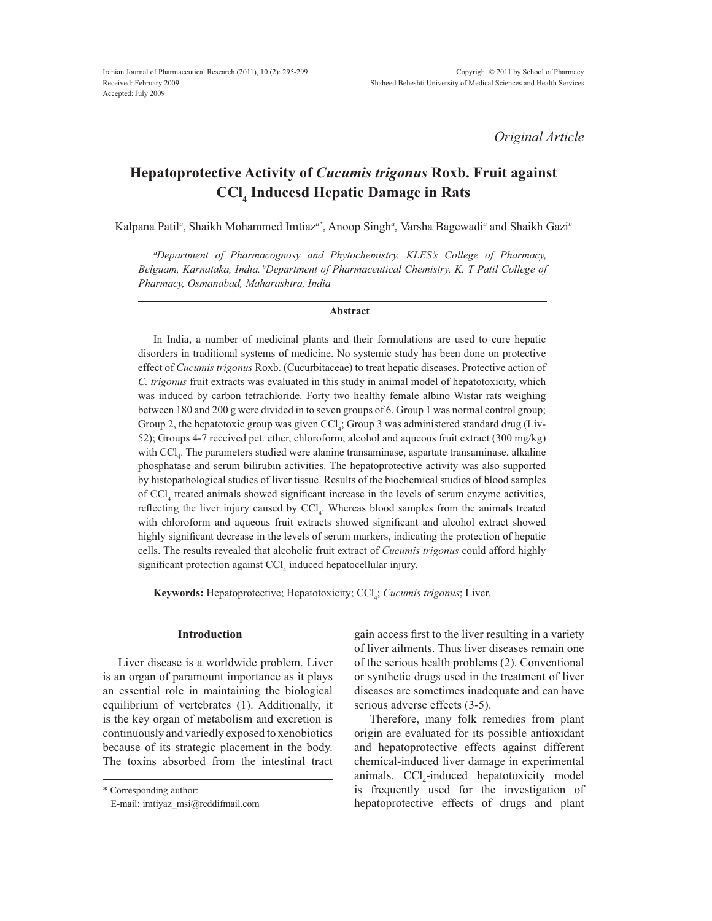Received: February 2009
Accepted: July 2009

*Original Article*

# Hepatoprotective Activity of *Cucumis trigonus* Roxb. Fruit against $CCl_4$ Inducesd Hepatic Damage in Rats

Kalpana Patil[a], Shaikh Mohammed Imtiaz[a*], Anoop Singh[a], Varsha Bagewadi[a] and Shaikh Gazi[b]

[a]*Department of Pharmacognosy and Phytochemistry. KLES's College of Pharmacy, Belguam, Karnataka, India.* [b]*Department of Pharmaceutical Chemistry. K. T Patil College of Pharmacy, Osmanabad, Maharashtra, India*

## Abstract

In India, a number of medicinal plants and their formulations are used to cure hepatic disorders in traditional systems of medicine. No systemic study has been done on protective effect of *Cucumis trigonus* Roxb. (Cucurbitaceae) to treat hepatic diseases. Protective action of *C. trigonus* fruit extracts was evaluated in this study in animal model of hepatotoxicity, which was induced by carbon tetrachloride. Forty two healthy female albino Wistar rats weighing between 180 and 200 g were divided in to seven groups of 6. Group 1 was normal control group; Group 2, the hepatotoxic group was given $CCl_4$; Group 3 was administered standard drug (Liv-52); Groups 4-7 received pet. ether, chloroform, alcohol and aqueous fruit extract (300 mg/kg) with $CCl_4$. The parameters studied were alanine transaminase, aspartate transaminase, alkaline phosphatase and serum bilirubin activities. The hepatoprotective activity was also supported by histopathological studies of liver tissue. Results of the biochemical studies of blood samples of $CCl_4$ treated animals showed significant increase in the levels of serum enzyme activities, reflecting the liver injury caused by $CCl_4$. Whereas blood samples from the animals treated with chloroform and aqueous fruit extracts showed significant and alcohol extract showed highly significant decrease in the levels of serum markers, indicating the protection of hepatic cells. The results revealed that alcoholic fruit extract of *Cucumis trigonus* could afford highly significant protection against $CCl_4$ induced hepatocellular injury.

**Keywords:** Hepatoprotective; Hepatotoxicity; $CCl_4$; *Cucumis trigonus*; Liver.

## Introduction

Liver disease is a worldwide problem. Liver is an organ of paramount importance as it plays an essential role in maintaining the biological equilibrium of vertebrates (1). Additionally, it is the key organ of metabolism and excretion is continuously and variedly exposed to xenobiotics because of its strategic placement in the body. The toxins absorbed from the intestinal tract gain access first to the liver resulting in a variety of liver ailments. Thus liver diseases remain one of the serious health problems (2). Conventional or synthetic drugs used in the treatment of liver diseases are sometimes inadequate and can have serious adverse effects (3-5).

Therefore, many folk remedies from plant origin are evaluated for its possible antioxidant and hepatoprotective effects against different chemical-induced liver damage in experimental animals. $CCl_4$-induced hepatotoxicity model is frequently used for the investigation of hepatoprotective effects of drugs and plant

\* Corresponding author:
E-mail: imtiyaz_msi@reddifmail.com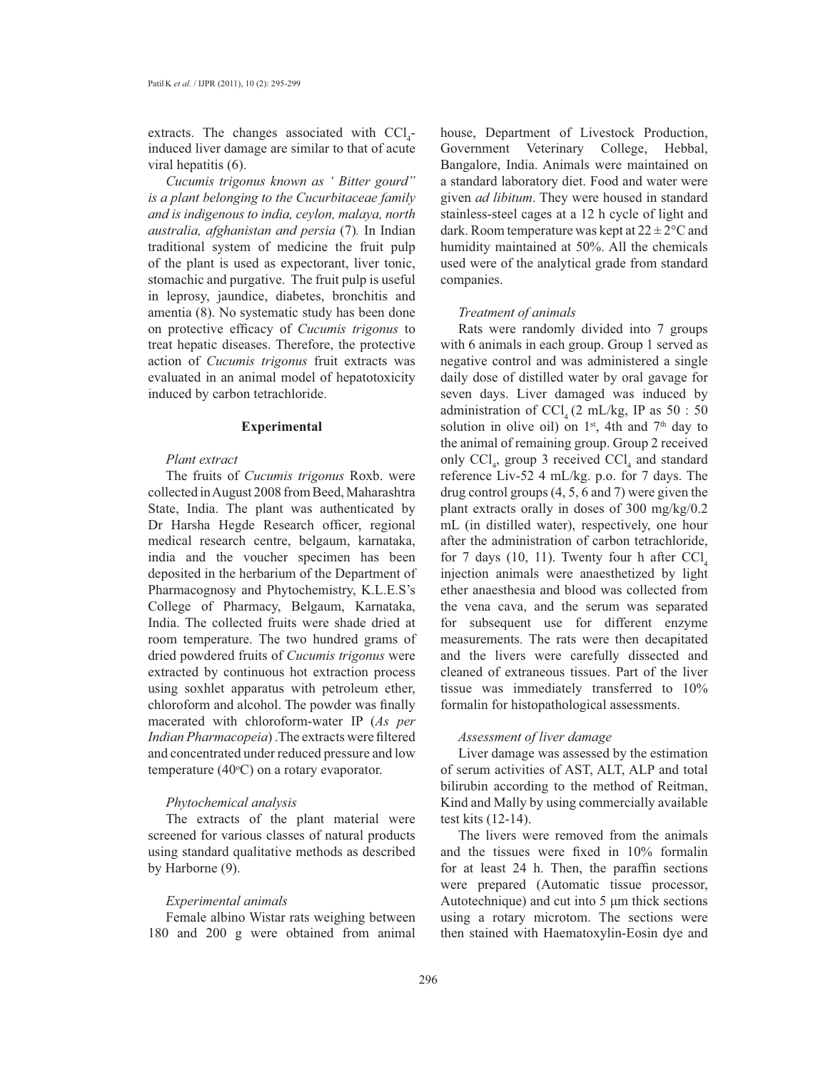extracts. The changes associated with $CCl_4$-induced liver damage are similar to that of acute viral hepatitis (6).

*Cucumis trigonus known as ' Bitter gourd" is a plant belonging to the Cucurbitaceae family and is indigenous to india, ceylon, malaya, north australia, afghanistan and persia* (7)*.* In Indian traditional system of medicine the fruit pulp of the plant is used as expectorant, liver tonic, stomachic and purgative. The fruit pulp is useful in leprosy, jaundice, diabetes, bronchitis and amentia (8). No systematic study has been done on protective efficacy of *Cucumis trigonus* to treat hepatic diseases. Therefore, the protective action of *Cucumis trigonus* fruit extracts was evaluated in an animal model of hepatotoxicity induced by carbon tetrachloride.

## Experimental

### *Plant extract*

The fruits of *Cucumis trigonus* Roxb. were collected in August 2008 from Beed, Maharashtra State, India. The plant was authenticated by Dr Harsha Hegde Research officer, regional medical research centre, belgaum, karnataka, india and the voucher specimen has been deposited in the herbarium of the Department of Pharmacognosy and Phytochemistry, K.L.E.S's College of Pharmacy, Belgaum, Karnataka, India. The collected fruits were shade dried at room temperature. The two hundred grams of dried powdered fruits of *Cucumis trigonus* were extracted by continuous hot extraction process using soxhlet apparatus with petroleum ether, chloroform and alcohol. The powder was finally macerated with chloroform-water IP (*As per Indian Pharmacopeia*) .The extracts were filtered and concentrated under reduced pressure and low temperature (40°C) on a rotary evaporator.

### *Phytochemical analysis*

The extracts of the plant material were screened for various classes of natural products using standard qualitative methods as described by Harborne (9).

### *Experimental animals*

Female albino Wistar rats weighing between 180 and 200 g were obtained from animal house, Department of Livestock Production, Government Veterinary College, Hebbal, Bangalore, India. Animals were maintained on a standard laboratory diet. Food and water were given *ad libitum*. They were housed in standard stainless-steel cages at a 12 h cycle of light and dark. Room temperature was kept at 22 ± 2°C and humidity maintained at 50%. All the chemicals used were of the analytical grade from standard companies.

### *Treatment of animals*

Rats were randomly divided into 7 groups with 6 animals in each group. Group 1 served as negative control and was administered a single daily dose of distilled water by oral gavage for seven days. Liver damaged was induced by administration of $CCl_4$ (2 mL/kg, IP as 50 : 50 solution in olive oil) on 1st, 4th and 7th day to the animal of remaining group. Group 2 received only $CCl_4$, group 3 received $CCl_4$ and standard reference Liv-52 4 mL/kg. p.o. for 7 days. The drug control groups (4, 5, 6 and 7) were given the plant extracts orally in doses of 300 mg/kg/0.2 mL (in distilled water), respectively, one hour after the administration of carbon tetrachloride, for 7 days (10, 11). Twenty four h after $CCl_4$ injection animals were anaesthetized by light ether anaesthesia and blood was collected from the vena cava, and the serum was separated for subsequent use for different enzyme measurements. The rats were then decapitated and the livers were carefully dissected and cleaned of extraneous tissues. Part of the liver tissue was immediately transferred to 10% formalin for histopathological assessments.

### *Assessment of liver damage*

Liver damage was assessed by the estimation of serum activities of AST, ALT, ALP and total bilirubin according to the method of Reitman, Kind and Mally by using commercially available test kits (12-14).

The livers were removed from the animals and the tissues were fixed in 10% formalin for at least 24 h. Then, the paraffin sections were prepared (Automatic tissue processor, Autotechnique) and cut into 5 μm thick sections using a rotary microtom. The sections were then stained with Haematoxylin-Eosin dye and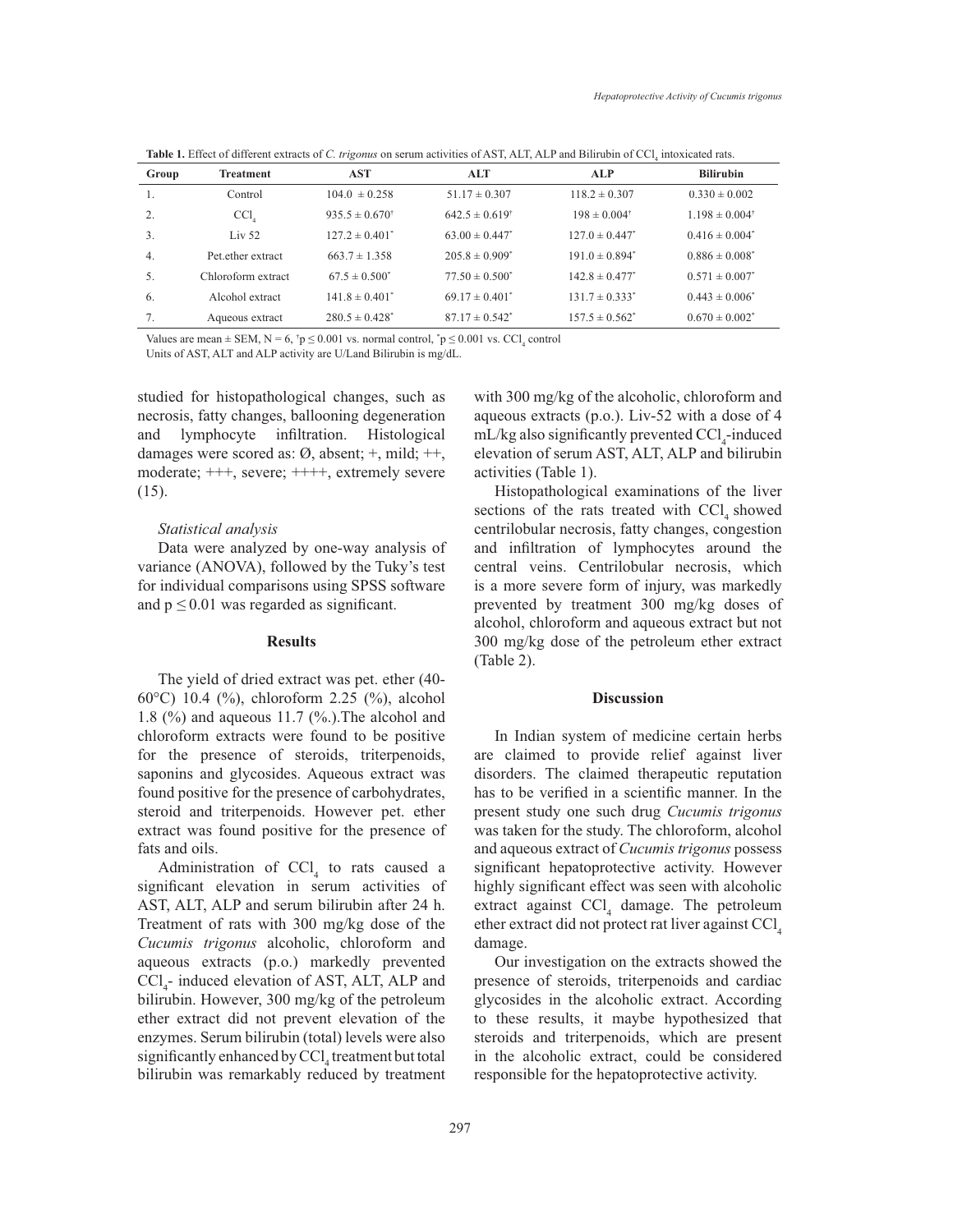**Table 1.** Effect of different extracts of *C. trigonus* on serum activities of AST, ALT, ALP and Bilirubin of $CCl_4$ intoxicated rats.

| Group | Treatment | AST | ALT | ALP | Bilirubin |
|---|---|---|---|---|---|
| 1. | Control | 104.0 ± 0.258 | 51.17 ± 0.307 | 118.2 ± 0.307 | 0.330 ± 0.002 |
| 2. | $CCl_4$ | 935.5 ± 0.670† | 642.5 ± 0.619† | 198 ± 0.004† | 1.198 ± 0.004† |
| 3. | Liv 52 | 127.2 ± 0.401* | 63.00 ± 0.447* | 127.0 ± 0.447* | 0.416 ± 0.004* |
| 4. | Pet.ether extract | 663.7 ± 1.358 | 205.8 ± 0.909* | 191.0 ± 0.894* | 0.886 ± 0.008* |
| 5. | Chloroform extract | 67.5 ± 0.500* | 77.50 ± 0.500* | 142.8 ± 0.477* | 0.571 ± 0.007* |
| 6. | Alcohol extract | 141.8 ± 0.401* | 69.17 ± 0.401* | 131.7 ± 0.333* | 0.443 ± 0.006* |
| 7. | Aqueous extract | 280.5 ± 0.428* | 87.17 ± 0.542* | 157.5 ± 0.562* | 0.670 ± 0.002* |

Values are mean ± SEM, N = 6, †$p \leq 0.001$ vs. normal control, *$p \leq 0.001$ vs. $CCl_4$ control

Units of AST, ALT and ALP activity are U/Land Bilirubin is mg/dL.

studied for histopathological changes, such as necrosis, fatty changes, ballooning degeneration and lymphocyte infiltration. Histological damages were scored as: Ø, absent; +, mild; ++, moderate; +++, severe; ++++, extremely severe (15).

### *Statistical analysis*

Data were analyzed by one-way analysis of variance (ANOVA), followed by the Tuky's test for individual comparisons using SPSS software and $p \leq 0.01$ was regarded as significant.

## Results

The yield of dried extract was pet. ether (40-60°C) 10.4 (%), chloroform 2.25 (%), alcohol 1.8 (%) and aqueous 11.7 (%.).The alcohol and chloroform extracts were found to be positive for the presence of steroids, triterpenoids, saponins and glycosides. Aqueous extract was found positive for the presence of carbohydrates, steroid and triterpenoids. However pet. ether extract was found positive for the presence of fats and oils.

Administration of $CCl_4$ to rats caused a significant elevation in serum activities of AST, ALT, ALP and serum bilirubin after 24 h. Treatment of rats with 300 mg/kg dose of the *Cucumis trigonus* alcoholic, chloroform and aqueous extracts (p.o.) markedly prevented $CCl_4$- induced elevation of AST, ALT, ALP and bilirubin. However, 300 mg/kg of the petroleum ether extract did not prevent elevation of the enzymes. Serum bilirubin (total) levels were also significantly enhanced by $CCl_4$ treatment but total bilirubin was remarkably reduced by treatment with 300 mg/kg of the alcoholic, chloroform and aqueous extracts (p.o.). Liv-52 with a dose of 4 mL/kg also significantly prevented $CCl_4$-induced elevation of serum AST, ALT, ALP and bilirubin activities (Table 1).

Histopathological examinations of the liver sections of the rats treated with $CCl_4$ showed centrilobular necrosis, fatty changes, congestion and infiltration of lymphocytes around the central veins. Centrilobular necrosis, which is a more severe form of injury, was markedly prevented by treatment 300 mg/kg doses of alcohol, chloroform and aqueous extract but not 300 mg/kg dose of the petroleum ether extract (Table 2).

## Discussion

In Indian system of medicine certain herbs are claimed to provide relief against liver disorders. The claimed therapeutic reputation has to be verified in a scientific manner. In the present study one such drug *Cucumis trigonus* was taken for the study. The chloroform, alcohol and aqueous extract of *Cucumis trigonus* possess significant hepatoprotective activity. However highly significant effect was seen with alcoholic extract against $CCl_4$ damage. The petroleum ether extract did not protect rat liver against $CCl_4$ damage.

Our investigation on the extracts showed the presence of steroids, triterpenoids and cardiac glycosides in the alcoholic extract. According to these results, it maybe hypothesized that steroids and triterpenoids, which are present in the alcoholic extract, could be considered responsible for the hepatoprotective activity.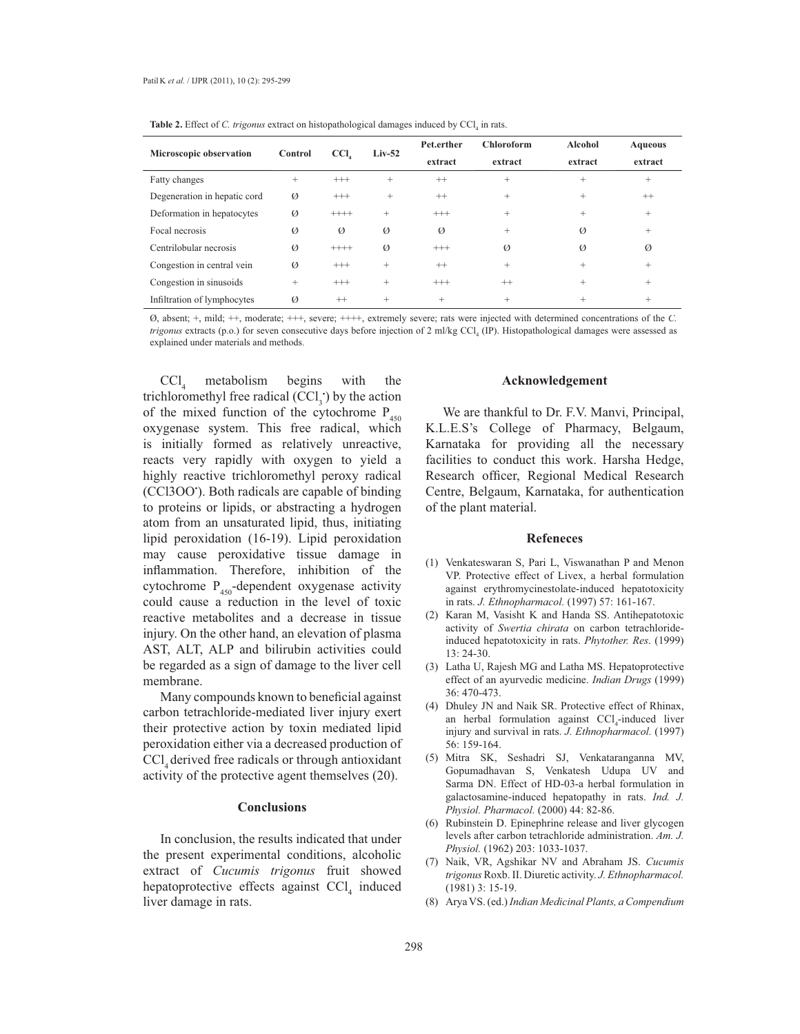**Table 2.** Effect of *C. trigonus* extract on histopathological damages induced by $CCl_4$ in rats.

| Microscopic observation | Control | $CCl_4$ | Liv-52 | Pet.erther extract | Chloroform extract | Alcohol extract | Aqueous extract |
|---|---|---|---|---|---|---|---|
| Fatty changes | + | +++ | + | ++ | + | + | + |
| Degeneration in hepatic cord | Ø | +++ | + | ++ | + | + | ++ |
| Deformation in hepatocytes | Ø | ++++ | + | +++ | + | + | + |
| Focal necrosis | Ø | Ø | Ø | Ø | + | Ø | + |
| Centrilobular necrosis | Ø | ++++ | Ø | +++ | Ø | Ø | Ø |
| Congestion in central vein | Ø | +++ | + | ++ | + | + | + |
| Congestion in sinusoids | + | +++ | + | +++ | ++ | + | + |
| Infiltration of lymphocytes | Ø | ++ | + | + | + | + | + |

Ø, absent; +, mild; ++, moderate; +++, severe; ++++, extremely severe; rats were injected with determined concentrations of the *C. trigonus* extracts (p.o.) for seven consecutive days before injection of 2 ml/kg $CCl_4$ (IP). Histopathological damages were assessed as explained under materials and methods.

$CCl_4$ metabolism begins with the trichloromethyl free radical ($CCl_3^\bullet$) by the action of the mixed function of the cytochrome $P_{450}$ oxygenase system. This free radical, which is initially formed as relatively unreactive, reacts very rapidly with oxygen to yield a highly reactive trichloromethyl peroxy radical ($CCl_3OO^\bullet$). Both radicals are capable of binding to proteins or lipids, or abstracting a hydrogen atom from an unsaturated lipid, thus, initiating lipid peroxidation (16-19). Lipid peroxidation may cause peroxidative tissue damage in inflammation. Therefore, inhibition of the cytochrome $P_{450}$-dependent oxygenase activity could cause a reduction in the level of toxic reactive metabolites and a decrease in tissue injury. On the other hand, an elevation of plasma AST, ALT, ALP and bilirubin activities could be regarded as a sign of damage to the liver cell membrane.

Many compounds known to beneficial against carbon tetrachloride-mediated liver injury exert their protective action by toxin mediated lipid peroxidation either via a decreased production of $CCl_4$ derived free radicals or through antioxidant activity of the protective agent themselves (20).

## Conclusions

In conclusion, the results indicated that under the present experimental conditions, alcoholic extract of *Cucumis trigonus* fruit showed hepatoprotective effects against $CCl_4$ induced liver damage in rats.

## Acknowledgement

We are thankful to Dr. F.V. Manvi, Principal, K.L.E.S's College of Pharmacy, Belgaum, Karnataka for providing all the necessary facilities to conduct this work. Harsha Hedge, Research officer, Regional Medical Research Centre, Belgaum, Karnataka, for authentication of the plant material.

## Refeneces

(1) Venkateswaran S, Pari L, Viswanathan P and Menon VP. Protective effect of Livex, a herbal formulation against erythromycinestolate-induced hepatotoxicity in rats. *J. Ethnopharmacol.* (1997) 57: 161-167.

(2) Karan M, Vasisht K and Handa SS. Antihepatotoxic activity of *Swertia chirata* on carbon tetrachloride-induced hepatotoxicity in rats. *Phytother. Res*. (1999) 13: 24-30.

(3) Latha U, Rajesh MG and Latha MS. Hepatoprotective effect of an ayurvedic medicine. *Indian Drugs* (1999) 36: 470-473.

(4) Dhuley JN and Naik SR. Protective effect of Rhinax, an herbal formulation against $CCl_4$-induced liver injury and survival in rats. *J. Ethnopharmacol.* (1997) 56: 159-164.

(5) Mitra SK, Seshadri SJ, Venkataranganna MV, Gopumadhavan S, Venkatesh Udupa UV and Sarma DN. Effect of HD-03-a herbal formulation in galactosamine-induced hepatopathy in rats. *Ind. J. Physiol. Pharmacol.* (2000) 44: 82-86.

(6) Rubinstein D. Epinephrine release and liver glycogen levels after carbon tetrachloride administration. *Am. J. Physiol.* (1962) 203: 1033-1037.

(7) Naik, VR, Agshikar NV and Abraham JS. *Cucumis trigonus* Roxb. II. Diuretic activity. *J. Ethnopharmacol.* (1981) 3: 15-19.

(8) Arya VS. (ed.) *Indian Medicinal Plants, a Compendium*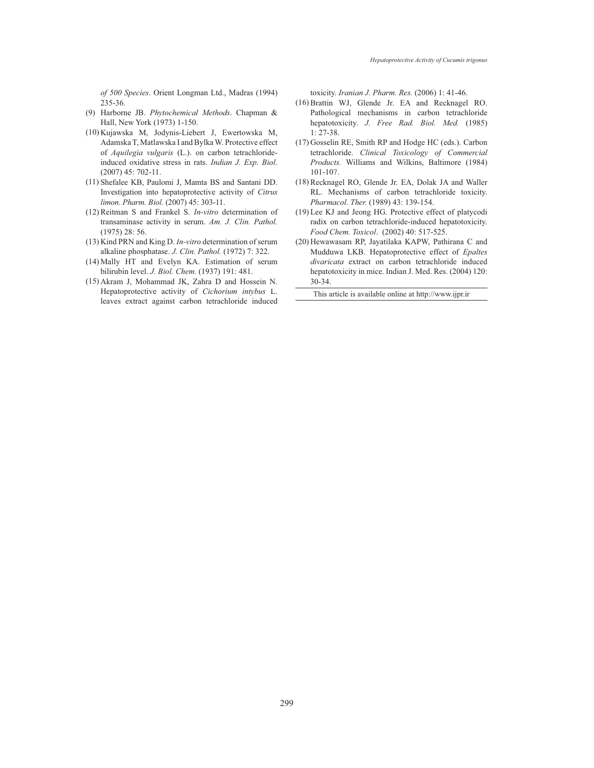*of 500 Species*. Orient Longman Ltd., Madras (1994) 235-36.

(9) Harborne JB. *Phytochemical Methods*. Chapman & Hall, New York (1973) 1-150.

(10) Kujawska M, Jodynis-Liebert J, Ewertowska M, Adamska T, Matlawska I and Bylka W. Protective effect of *Aquilegia vulgaris* (L.). on carbon tetrachloride-induced oxidative stress in rats. *Indian J. Exp. Biol*. (2007) 45: 702-11.

(11) Shefalee KB, Paulomi J, Mamta BS and Santani DD. Investigation into hepatoprotective activity of *Citrus limon*. *Pharm. Biol*. (2007) 45: 303-11.

(12) Reitman S and Frankel S. *In-vitro* determination of transaminase activity in serum. *Am. J. Clin. Pathol.* (1975) 28: 56.

(13) Kind PRN and King D. *In-vitro* determination of serum alkaline phosphatase. *J. Clin. Pathol.* (1972) 7: 322.

(14) Mally HT and Evelyn KA. Estimation of serum bilirubin level. *J. Biol. Chem.* (1937) 191: 481.

(15) Akram J, Mohammad JK, Zahra D and Hossein N. Hepatoprotective activity of *Cichorium intybus* L. leaves extract against carbon tetrachloride induced toxicity. *Iranian J. Pharm. Res.* (2006) 1: 41-46.

(16) Brattin WJ, Glende Jr. EA and Recknagel RO. Pathological mechanisms in carbon tetrachloride hepatotoxicity. *J. Free Rad. Biol. Med.* (1985) 1: 27-38.

(17) Gosselin RE, Smith RP and Hodge HC (eds.). Carbon tetrachloride. *Clinical Toxicology of Commercial Products.* Williams and Wilkins, Baltimore (1984) 101-107.

(18) Recknagel RO, Glende Jr. EA, Dolak JA and Waller RL. Mechanisms of carbon tetrachloride toxicity. *Pharmacol. Ther.* (1989) 43: 139-154.

(19) Lee KJ and Jeong HG. Protective effect of platycodi radix on carbon tetrachloride-induced hepatotoxicity. *Food Chem. Toxicol*. (2002) 40: 517-525.

(20) Hewawasam RP, Jayatilaka KAPW, Pathirana C and Mudduwa LKB. Hepatoprotective effect of *Epaltes divaricata* extract on carbon tetrachloride induced hepatotoxicity in mice. Indian J. Med. Res. (2004) 120: 30-34.

This article is available online at http://www.ijpr.ir